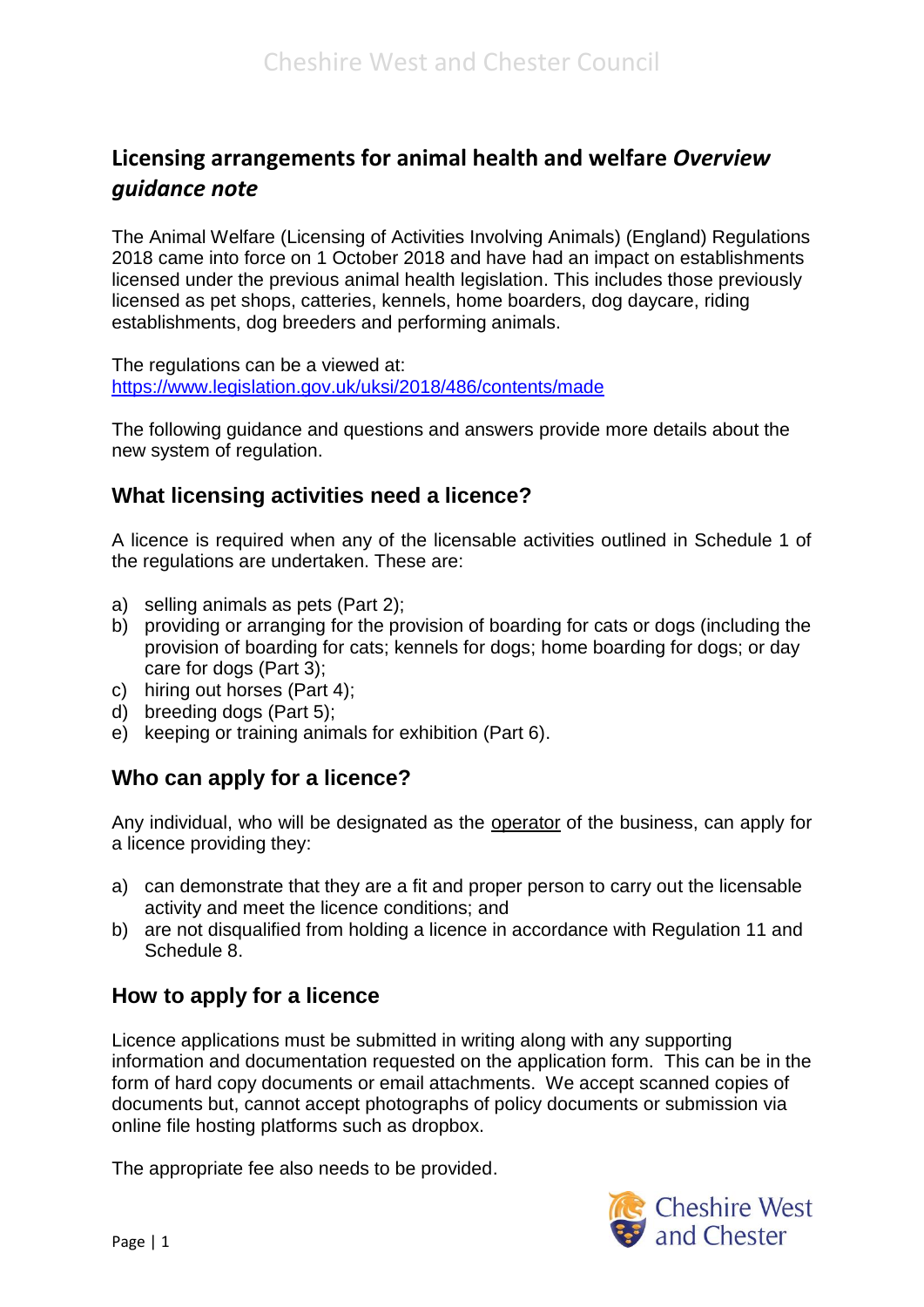# Licensing arrangements for animal health and welfare *Overview guidance note*

The Animal Welfare (Licensing of Activities Involving Animals) (England) Regulations 2018 came into force on 1 October 2018 and have had an impact on establishments licensed under the previous animal health legislation. This includes those previously licensed as pet shops, catteries, kennels, home boarders, dog daycare, riding establishments, dog breeders and performing animals.

The regulations can be a viewed at:
https://www.legislation.gov.uk/uksi/2018/486/contents/made

The following guidance and questions and answers provide more details about the new system of regulation.

## What licensing activities need a licence?

A licence is required when any of the licensable activities outlined in Schedule 1 of the regulations are undertaken. These are:

a) selling animals as pets (Part 2);
b) providing or arranging for the provision of boarding for cats or dogs (including the provision of boarding for cats; kennels for dogs; home boarding for dogs; or day care for dogs (Part 3);
c) hiring out horses (Part 4);
d) breeding dogs (Part 5);
e) keeping or training animals for exhibition (Part 6).

## Who can apply for a licence?

Any individual, who will be designated as the operator of the business, can apply for a licence providing they:

a) can demonstrate that they are a fit and proper person to carry out the licensable activity and meet the licence conditions; and
b) are not disqualified from holding a licence in accordance with Regulation 11 and Schedule 8.

## How to apply for a licence

Licence applications must be submitted in writing along with any supporting information and documentation requested on the application form. This can be in the form of hard copy documents or email attachments. We accept scanned copies of documents but, cannot accept photographs of policy documents or submission via online file hosting platforms such as dropbox.

The appropriate fee also needs to be provided.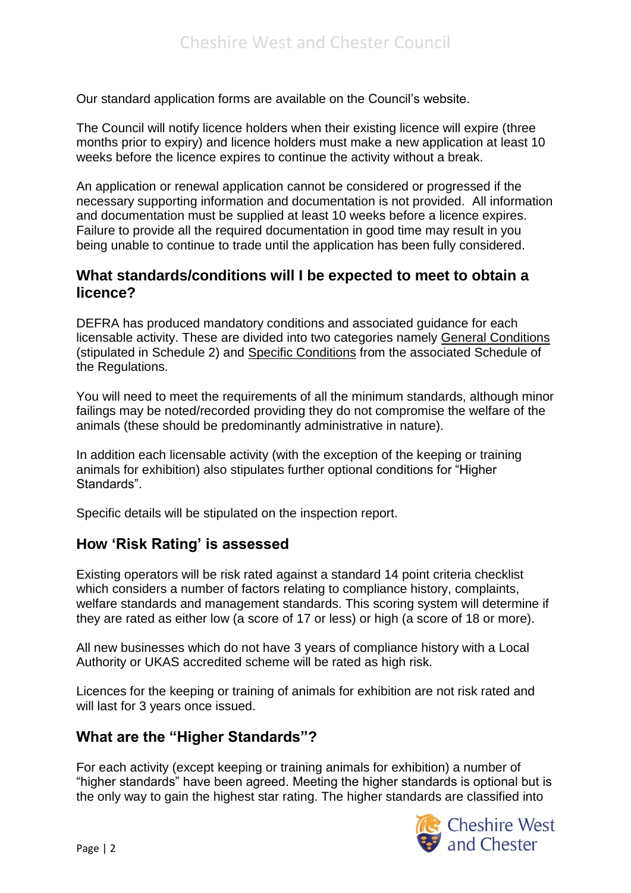Our standard application forms are available on the Council's website.

The Council will notify licence holders when their existing licence will expire (three months prior to expiry) and licence holders must make a new application at least 10 weeks before the licence expires to continue the activity without a break.

An application or renewal application cannot be considered or progressed if the necessary supporting information and documentation is not provided. All information and documentation must be supplied at least 10 weeks before a licence expires. Failure to provide all the required documentation in good time may result in you being unable to continue to trade until the application has been fully considered.

## What standards/conditions will I be expected to meet to obtain a licence?

DEFRA has produced mandatory conditions and associated guidance for each licensable activity. These are divided into two categories namely General Conditions (stipulated in Schedule 2) and Specific Conditions from the associated Schedule of the Regulations.

You will need to meet the requirements of all the minimum standards, although minor failings may be noted/recorded providing they do not compromise the welfare of the animals (these should be predominantly administrative in nature).

In addition each licensable activity (with the exception of the keeping or training animals for exhibition) also stipulates further optional conditions for "Higher Standards".

Specific details will be stipulated on the inspection report.

## How 'Risk Rating' is assessed

Existing operators will be risk rated against a standard 14 point criteria checklist which considers a number of factors relating to compliance history, complaints, welfare standards and management standards. This scoring system will determine if they are rated as either low (a score of 17 or less) or high (a score of 18 or more).

All new businesses which do not have 3 years of compliance history with a Local Authority or UKAS accredited scheme will be rated as high risk.

Licences for the keeping or training of animals for exhibition are not risk rated and will last for 3 years once issued.

## What are the "Higher Standards"?

For each activity (except keeping or training animals for exhibition) a number of "higher standards" have been agreed. Meeting the higher standards is optional but is the only way to gain the highest star rating. The higher standards are classified into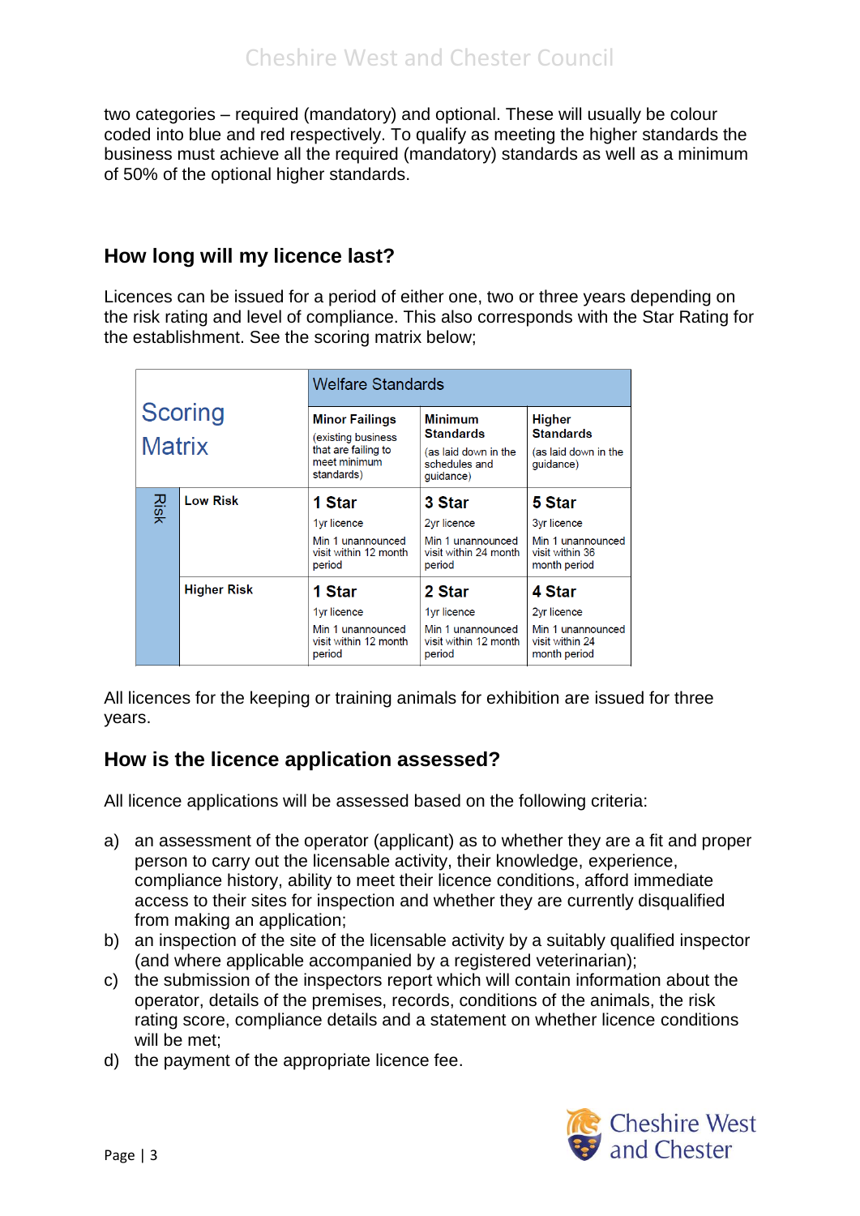two categories – required (mandatory) and optional. These will usually be colour coded into blue and red respectively. To qualify as meeting the higher standards the business must achieve all the required (mandatory) standards as well as a minimum of 50% of the optional higher standards.

## How long will my licence last?

Licences can be issued for a period of either one, two or three years depending on the risk rating and level of compliance. This also corresponds with the Star Rating for the establishment. See the scoring matrix below;

| Scoring Matrix | | Welfare Standards | | |
|---|---|---|---|---|
| | | **Minor Failings** (existing business that are failing to meet minimum standards) | **Minimum Standards** (as laid down in the schedules and guidance) | **Higher Standards** (as laid down in the guidance) |
| Risk | **Low Risk** | **1 Star** 1yr licence Min 1 unannounced visit within 12 month period | **3 Star** 2yr licence Min 1 unannounced visit within 24 month period | **5 Star** 3yr licence Min 1 unannounced visit within 36 month period |
| | **Higher Risk** | **1 Star** 1yr licence Min 1 unannounced visit within 12 month period | **2 Star** 1yr licence Min 1 unannounced visit within 12 month period | **4 Star** 2yr licence Min 1 unannounced visit within 24 month period |

All licences for the keeping or training animals for exhibition are issued for three years.

## How is the licence application assessed?

All licence applications will be assessed based on the following criteria:

a) an assessment of the operator (applicant) as to whether they are a fit and proper person to carry out the licensable activity, their knowledge, experience, compliance history, ability to meet their licence conditions, afford immediate access to their sites for inspection and whether they are currently disqualified from making an application;
b) an inspection of the site of the licensable activity by a suitably qualified inspector (and where applicable accompanied by a registered veterinarian);
c) the submission of the inspectors report which will contain information about the operator, details of the premises, records, conditions of the animals, the risk rating score, compliance details and a statement on whether licence conditions will be met;
d) the payment of the appropriate licence fee.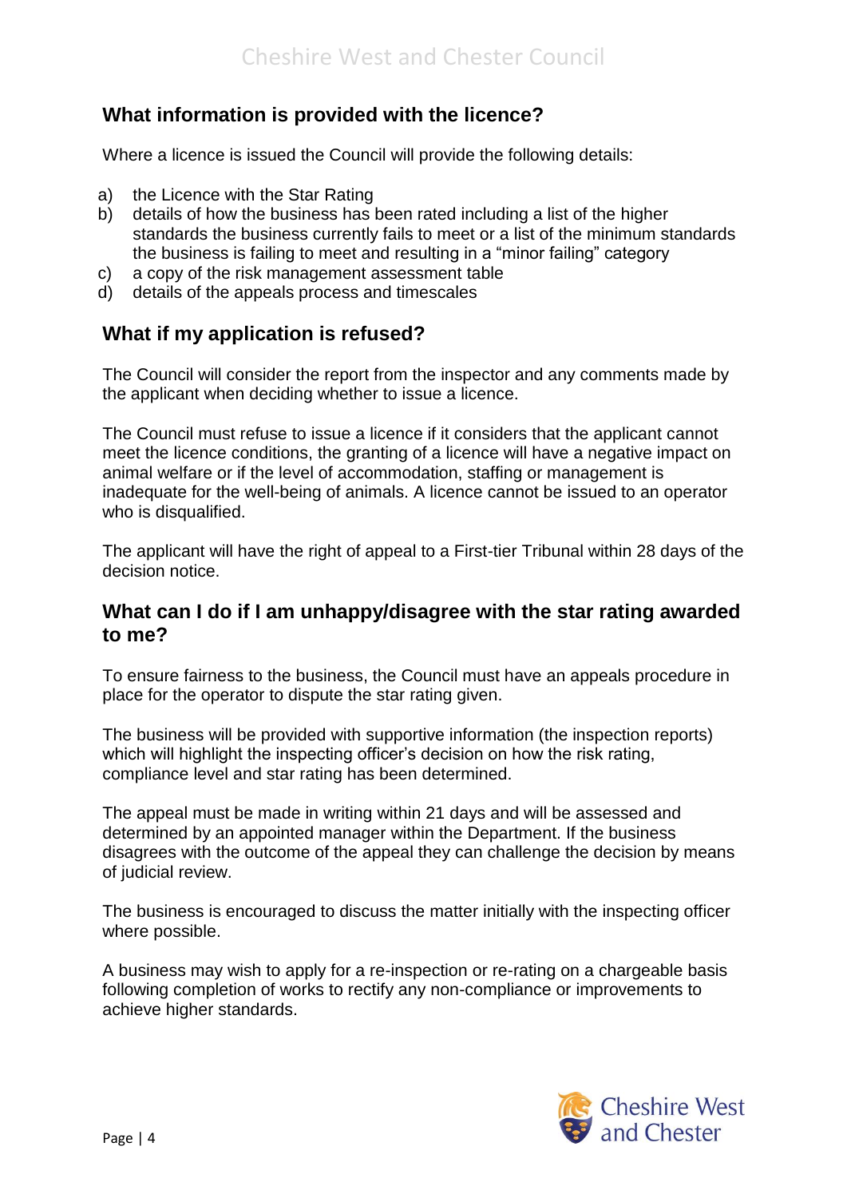## What information is provided with the licence?

Where a licence is issued the Council will provide the following details:

a) the Licence with the Star Rating
b) details of how the business has been rated including a list of the higher standards the business currently fails to meet or a list of the minimum standards the business is failing to meet and resulting in a "minor failing" category
c) a copy of the risk management assessment table
d) details of the appeals process and timescales

## What if my application is refused?

The Council will consider the report from the inspector and any comments made by the applicant when deciding whether to issue a licence.

The Council must refuse to issue a licence if it considers that the applicant cannot meet the licence conditions, the granting of a licence will have a negative impact on animal welfare or if the level of accommodation, staffing or management is inadequate for the well-being of animals. A licence cannot be issued to an operator who is disqualified.

The applicant will have the right of appeal to a First-tier Tribunal within 28 days of the decision notice.

## What can I do if I am unhappy/disagree with the star rating awarded to me?

To ensure fairness to the business, the Council must have an appeals procedure in place for the operator to dispute the star rating given.

The business will be provided with supportive information (the inspection reports) which will highlight the inspecting officer's decision on how the risk rating, compliance level and star rating has been determined.

The appeal must be made in writing within 21 days and will be assessed and determined by an appointed manager within the Department. If the business disagrees with the outcome of the appeal they can challenge the decision by means of judicial review.

The business is encouraged to discuss the matter initially with the inspecting officer where possible.

A business may wish to apply for a re-inspection or re-rating on a chargeable basis following completion of works to rectify any non-compliance or improvements to achieve higher standards.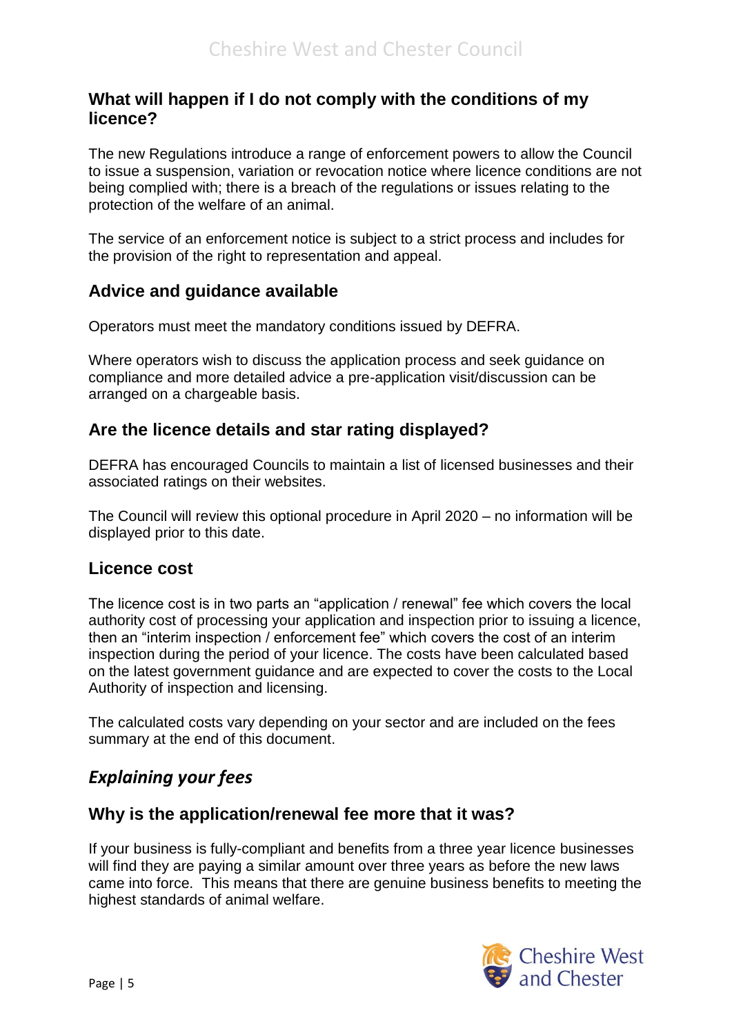## What will happen if I do not comply with the conditions of my licence?

The new Regulations introduce a range of enforcement powers to allow the Council to issue a suspension, variation or revocation notice where licence conditions are not being complied with; there is a breach of the regulations or issues relating to the protection of the welfare of an animal.

The service of an enforcement notice is subject to a strict process and includes for the provision of the right to representation and appeal.

## Advice and guidance available

Operators must meet the mandatory conditions issued by DEFRA.

Where operators wish to discuss the application process and seek guidance on compliance and more detailed advice a pre-application visit/discussion can be arranged on a chargeable basis.

## Are the licence details and star rating displayed?

DEFRA has encouraged Councils to maintain a list of licensed businesses and their associated ratings on their websites.

The Council will review this optional procedure in April 2020 – no information will be displayed prior to this date.

## Licence cost

The licence cost is in two parts an "application / renewal" fee which covers the local authority cost of processing your application and inspection prior to issuing a licence, then an "interim inspection / enforcement fee" which covers the cost of an interim inspection during the period of your licence. The costs have been calculated based on the latest government guidance and are expected to cover the costs to the Local Authority of inspection and licensing.

The calculated costs vary depending on your sector and are included on the fees summary at the end of this document.

# *Explaining your fees*

## Why is the application/renewal fee more that it was?

If your business is fully-compliant and benefits from a three year licence businesses will find they are paying a similar amount over three years as before the new laws came into force. This means that there are genuine business benefits to meeting the highest standards of animal welfare.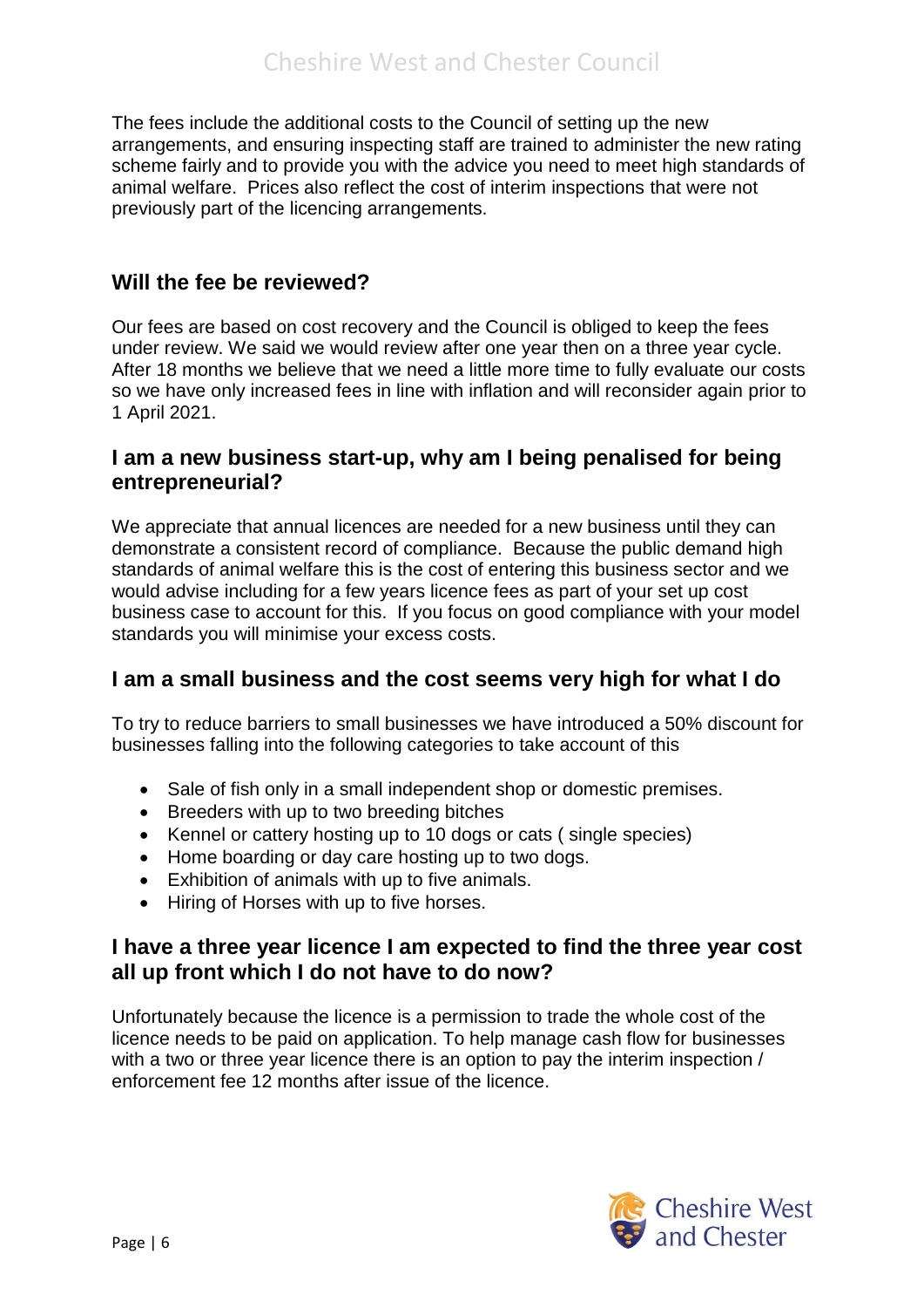The fees include the additional costs to the Council of setting up the new arrangements, and ensuring inspecting staff are trained to administer the new rating scheme fairly and to provide you with the advice you need to meet high standards of animal welfare. Prices also reflect the cost of interim inspections that were not previously part of the licencing arrangements.

## Will the fee be reviewed?

Our fees are based on cost recovery and the Council is obliged to keep the fees under review. We said we would review after one year then on a three year cycle. After 18 months we believe that we need a little more time to fully evaluate our costs so we have only increased fees in line with inflation and will reconsider again prior to 1 April 2021.

## I am a new business start-up, why am I being penalised for being entrepreneurial?

We appreciate that annual licences are needed for a new business until they can demonstrate a consistent record of compliance. Because the public demand high standards of animal welfare this is the cost of entering this business sector and we would advise including for a few years licence fees as part of your set up cost business case to account for this. If you focus on good compliance with your model standards you will minimise your excess costs.

## I am a small business and the cost seems very high for what I do

To try to reduce barriers to small businesses we have introduced a 50% discount for businesses falling into the following categories to take account of this

- Sale of fish only in a small independent shop or domestic premises.
- Breeders with up to two breeding bitches
- Kennel or cattery hosting up to 10 dogs or cats ( single species)
- Home boarding or day care hosting up to two dogs.
- Exhibition of animals with up to five animals.
- Hiring of Horses with up to five horses.

## I have a three year licence I am expected to find the three year cost all up front which I do not have to do now?

Unfortunately because the licence is a permission to trade the whole cost of the licence needs to be paid on application. To help manage cash flow for businesses with a two or three year licence there is an option to pay the interim inspection / enforcement fee 12 months after issue of the licence.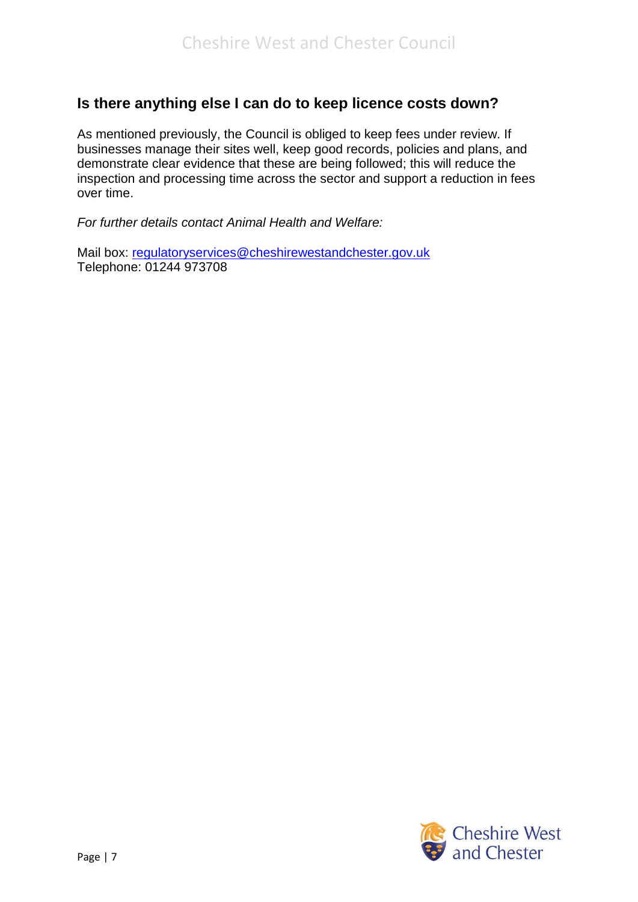## Is there anything else I can do to keep licence costs down?

As mentioned previously, the Council is obliged to keep fees under review. If businesses manage their sites well, keep good records, policies and plans, and demonstrate clear evidence that these are being followed; this will reduce the inspection and processing time across the sector and support a reduction in fees over time.

*For further details contact Animal Health and Welfare:*

Mail box: regulatoryservices@cheshirewestandchester.gov.uk
Telephone: 01244 973708